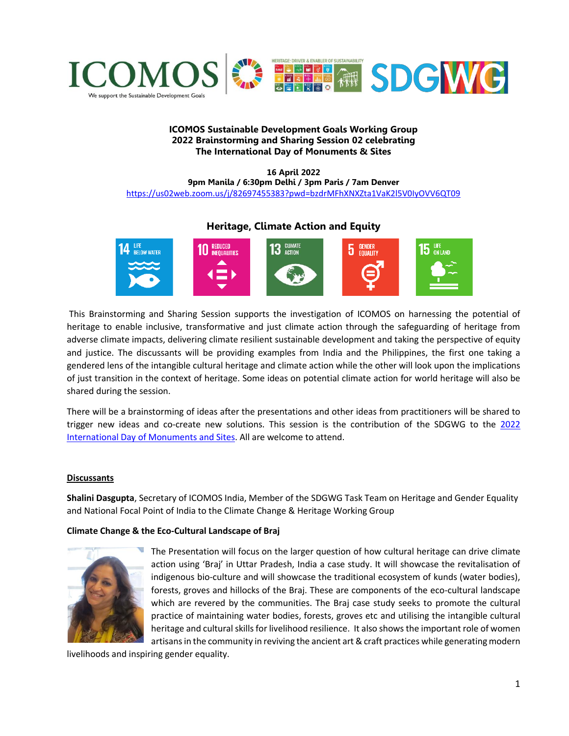**ICOMOS Sustainable Development Goals Working Group**
**2022 Brainstorming and Sharing Session 02 celebrating**
**The International Day of Monuments & Sites**

**16 April 2022**
**9pm Manila / 6:30pm Delhi / 3pm Paris / 7am Denver**
https://us02web.zoom.us/j/82697455383?pwd=bzdrMFhXNXZta1VaK2l5V0lyOVV6QT09

## Heritage, Climate Action and Equity

This Brainstorming and Sharing Session supports the investigation of ICOMOS on harnessing the potential of heritage to enable inclusive, transformative and just climate action through the safeguarding of heritage from adverse climate impacts, delivering climate resilient sustainable development and taking the perspective of equity and justice. The discussants will be providing examples from India and the Philippines, the first one taking a gendered lens of the intangible cultural heritage and climate action while the other will look upon the implications of just transition in the context of heritage. Some ideas on potential climate action for world heritage will also be shared during the session.

There will be a brainstorming of ideas after the presentations and other ideas from practitioners will be shared to trigger new ideas and co-create new solutions. This session is the contribution of the SDGWG to the 2022 International Day of Monuments and Sites. All are welcome to attend.

**Discussants**

**Shalini Dasgupta**, Secretary of ICOMOS India, Member of the SDGWG Task Team on Heritage and Gender Equality and National Focal Point of India to the Climate Change & Heritage Working Group

**Climate Change & the Eco-Cultural Landscape of Braj**

The Presentation will focus on the larger question of how cultural heritage can drive climate action using 'Braj' in Uttar Pradesh, India a case study. It will showcase the revitalisation of indigenous bio-culture and will showcase the traditional ecosystem of kunds (water bodies), forests, groves and hillocks of the Braj. These are components of the eco-cultural landscape which are revered by the communities. The Braj case study seeks to promote the cultural practice of maintaining water bodies, forests, groves etc and utilising the intangible cultural heritage and cultural skills for livelihood resilience. It also shows the important role of women artisans in the community in reviving the ancient art & craft practices while generating modern livelihoods and inspiring gender equality.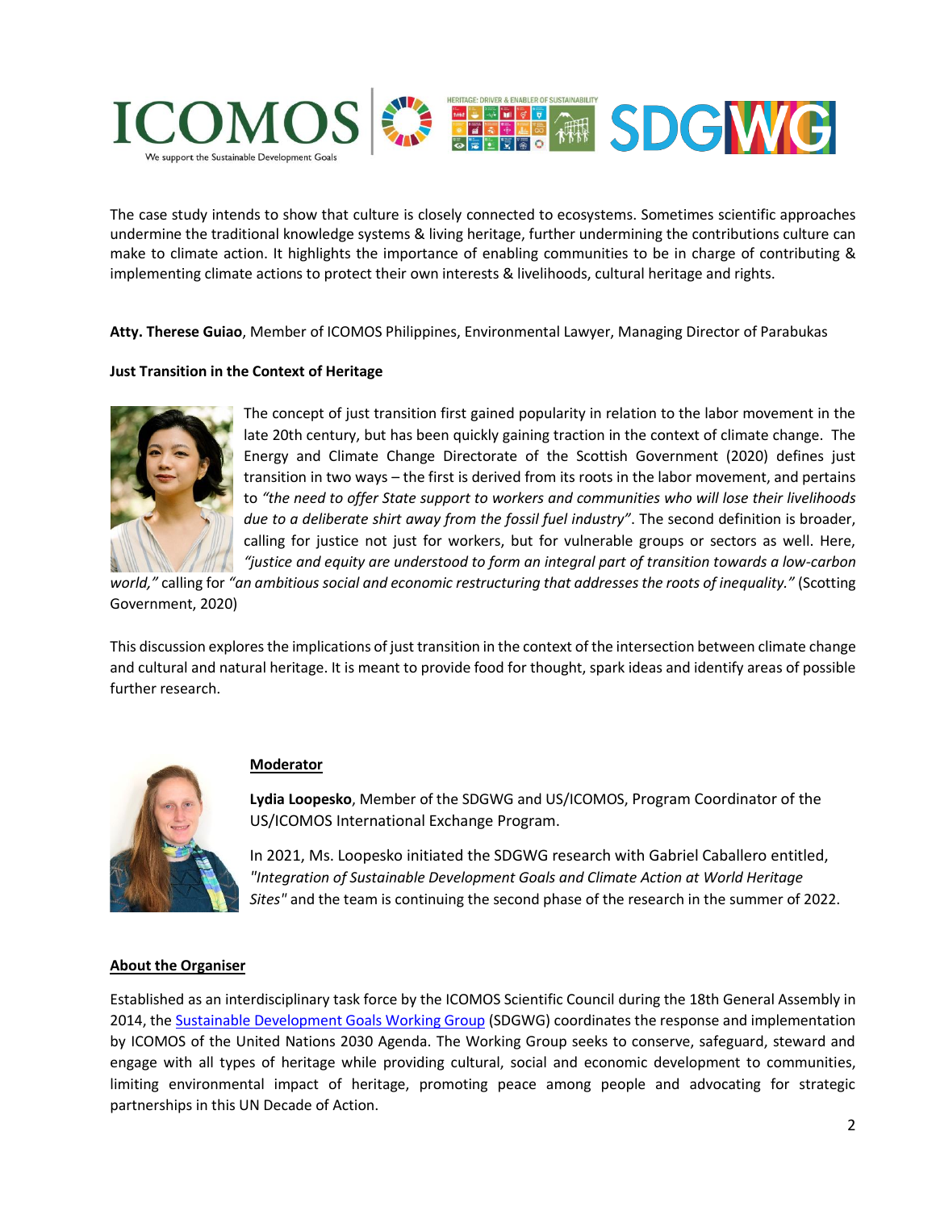The case study intends to show that culture is closely connected to ecosystems. Sometimes scientific approaches undermine the traditional knowledge systems & living heritage, further undermining the contributions culture can make to climate action. It highlights the importance of enabling communities to be in charge of contributing & implementing climate actions to protect their own interests & livelihoods, cultural heritage and rights.

**Atty. Therese Guiao**, Member of ICOMOS Philippines, Environmental Lawyer, Managing Director of Parabukas

**Just Transition in the Context of Heritage**

The concept of just transition first gained popularity in relation to the labor movement in the late 20th century, but has been quickly gaining traction in the context of climate change. The Energy and Climate Change Directorate of the Scottish Government (2020) defines just transition in two ways – the first is derived from its roots in the labor movement, and pertains to *"the need to offer State support to workers and communities who will lose their livelihoods due to a deliberate shirt away from the fossil fuel industry"*. The second definition is broader, calling for justice not just for workers, but for vulnerable groups or sectors as well. Here, *"justice and equity are understood to form an integral part of transition towards a low-carbon world,"* calling for *"an ambitious social and economic restructuring that addresses the roots of inequality."* (Scotting Government, 2020)

This discussion explores the implications of just transition in the context of the intersection between climate change and cultural and natural heritage. It is meant to provide food for thought, spark ideas and identify areas of possible further research.

**Moderator**

**Lydia Loopesko**, Member of the SDGWG and US/ICOMOS, Program Coordinator of the US/ICOMOS International Exchange Program.

In 2021, Ms. Loopesko initiated the SDGWG research with Gabriel Caballero entitled, *"Integration of Sustainable Development Goals and Climate Action at World Heritage Sites"* and the team is continuing the second phase of the research in the summer of 2022.

**About the Organiser**

Established as an interdisciplinary task force by the ICOMOS Scientific Council during the 18th General Assembly in 2014, the Sustainable Development Goals Working Group (SDGWG) coordinates the response and implementation by ICOMOS of the United Nations 2030 Agenda. The Working Group seeks to conserve, safeguard, steward and engage with all types of heritage while providing cultural, social and economic development to communities, limiting environmental impact of heritage, promoting peace among people and advocating for strategic partnerships in this UN Decade of Action.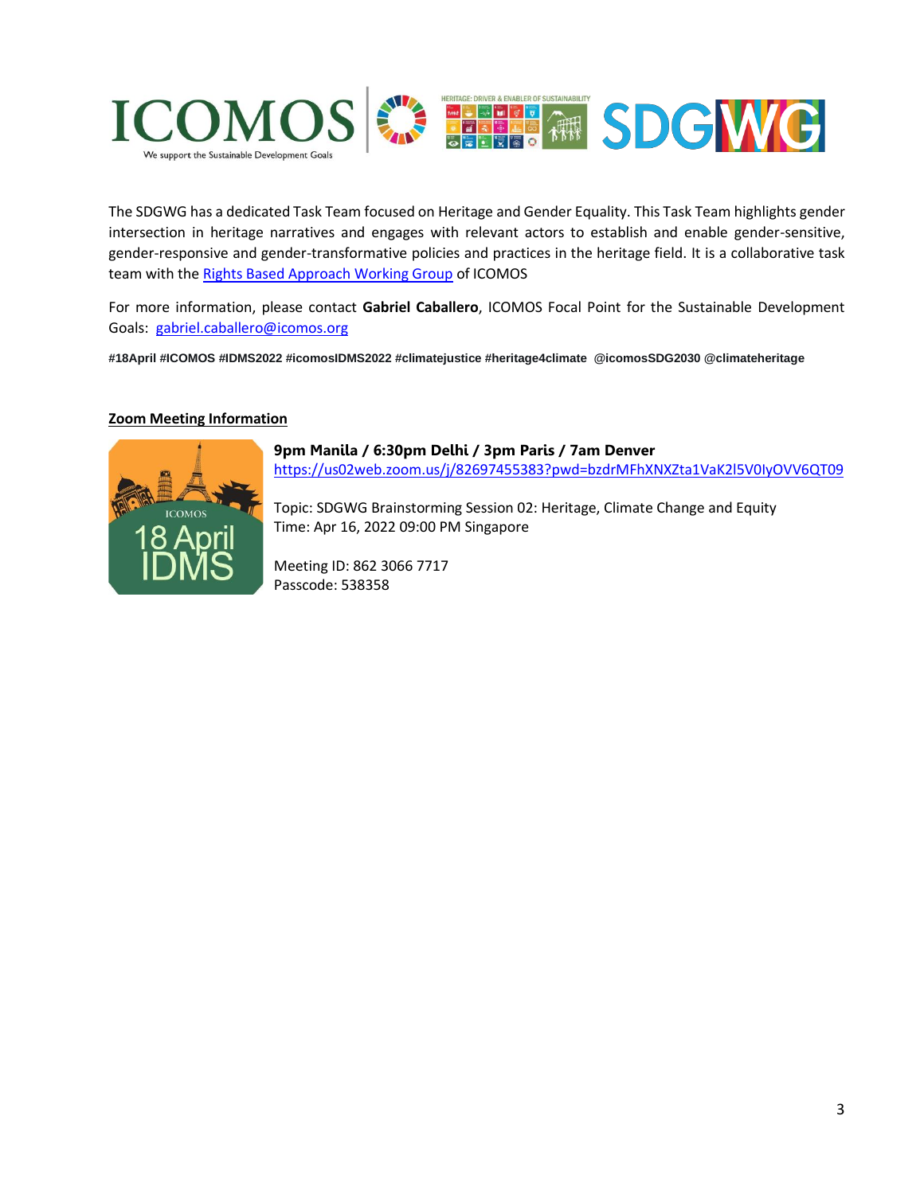The SDGWG has a dedicated Task Team focused on Heritage and Gender Equality. This Task Team highlights gender intersection in heritage narratives and engages with relevant actors to establish and enable gender-sensitive, gender-responsive and gender-transformative policies and practices in the heritage field. It is a collaborative task team with the [Rights Based Approach Working Group](#) of ICOMOS

For more information, please contact **Gabriel Caballero**, ICOMOS Focal Point for the Sustainable Development Goals: [gabriel.caballero@icomos.org](mailto:gabriel.caballero@icomos.org)

**#18April #ICOMOS #IDMS2022 #icomosIDMS2022 #climatejustice #heritage4climate @icomosSDG2030 @climateheritage**

**Zoom Meeting Information**

**9pm Manila / 6:30pm Delhi / 3pm Paris / 7am Denver**
[https://us02web.zoom.us/j/82697455383?pwd=bzdrMFhXNXZta1VaK2l5V0lyOVV6QT09](https://us02web.zoom.us/j/82697455383?pwd=bzdrMFhXNXZta1VaK2l5V0lyOVV6QT09)

Topic: SDGWG Brainstorming Session 02: Heritage, Climate Change and Equity
Time: Apr 16, 2022 09:00 PM Singapore

Meeting ID: 862 3066 7717
Passcode: 538358